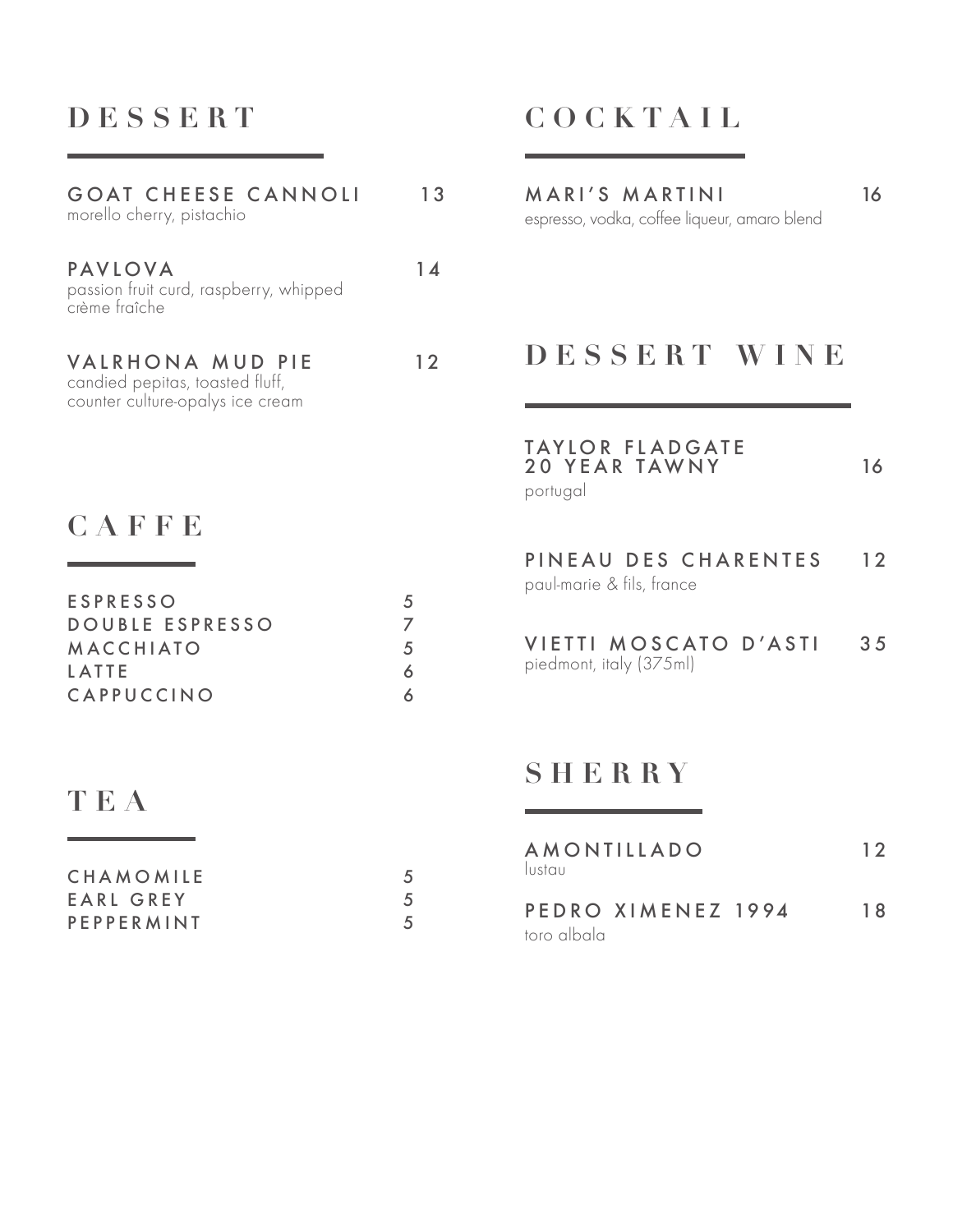## DESSERT

**GOAT CHEESE CANNOLI** 13
morello cherry, pistachio

**PAVLOVA** 14
passion fruit curd, raspberry, whipped crème fraîche

**VALRHONA MUD PIE** 12
candied pepitas, toasted fluff, counter culture-opalys ice cream

## CAFFE

| | |
|---|---|
| ESPRESSO | 5 |
| DOUBLE ESPRESSO | 7 |
| MACCHIATO | 5 |
| LATTE | 6 |
| CAPPUCCINO | 6 |

## TEA

| | |
|---|---|
| CHAMOMILE | 5 |
| EARL GREY | 5 |
| PEPPERMINT | 5 |

## COCKTAIL

**MARI'S MARTINI** 16
espresso, vodka, coffee liqueur, amaro blend

## DESSERT WINE

**TAYLOR FLADGATE 20 YEAR TAWNY** 16
portugal

**PINEAU DES CHARENTES** 12
paul-marie & fils, france

**VIETTI MOSCATO D'ASTI** 35
piedmont, italy (375ml)

## SHERRY

**AMONTILLADO** 12
lustau

**PEDRO XIMENEZ 1994** 18
toro albala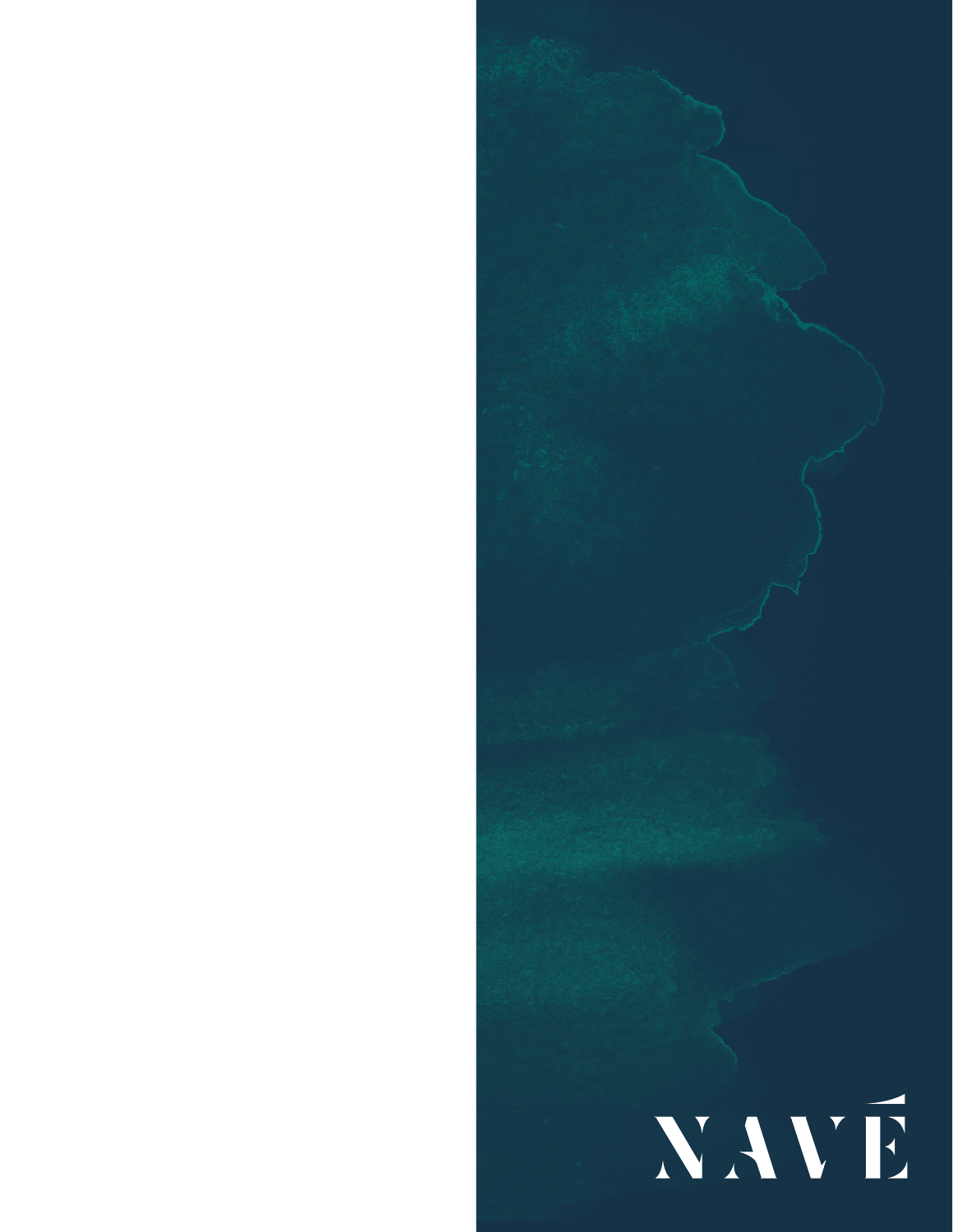NAVÉ